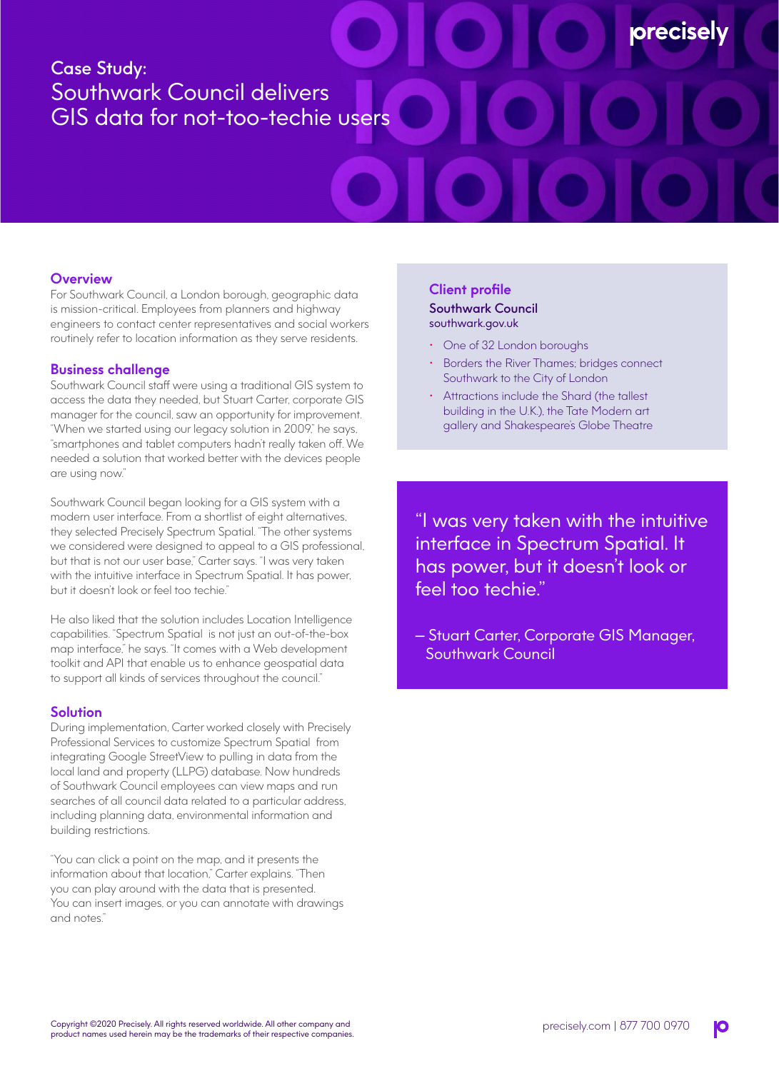# Case Study: Southwark Council delivers GIS data for not-too-techie users

## Overview

For Southwark Council, a London borough, geographic data is mission-critical. Employees from planners and highway engineers to contact center representatives and social workers routinely refer to location information as they serve residents.

## Business challenge

Southwark Council staff were using a traditional GIS system to access the data they needed, but Stuart Carter, corporate GIS manager for the council, saw an opportunity for improvement. "When we started using our legacy solution in 2009," he says, "smartphones and tablet computers hadn't really taken off. We needed a solution that worked better with the devices people are using now."

Southwark Council began looking for a GIS system with a modern user interface. From a shortlist of eight alternatives, they selected Precisely Spectrum Spatial. "The other systems we considered were designed to appeal to a GIS professional, but that is not our user base," Carter says. "I was very taken with the intuitive interface in Spectrum Spatial. It has power, but it doesn't look or feel too techie."

He also liked that the solution includes Location Intelligence capabilities. "Spectrum Spatial is not just an out-of-the-box map interface," he says. "It comes with a Web development toolkit and API that enable us to enhance geospatial data to support all kinds of services throughout the council."

## Solution

During implementation, Carter worked closely with Precisely Professional Services to customize Spectrum Spatial from integrating Google StreetView to pulling in data from the local land and property (LLPG) database. Now hundreds of Southwark Council employees can view maps and run searches of all council data related to a particular address, including planning data, environmental information and building restrictions.

"You can click a point on the map, and it presents the information about that location," Carter explains. "Then you can play around with the data that is presented. You can insert images, or you can annotate with drawings and notes."

## Client profile

**Southwark Council**
southwark.gov.uk

- One of 32 London boroughs
- Borders the River Thames; bridges connect Southwark to the City of London
- Attractions include the Shard (the tallest building in the U.K.), the Tate Modern art gallery and Shakespeare's Globe Theatre

> "I was very taken with the intuitive interface in Spectrum Spatial. It has power, but it doesn't look or feel too techie."
>
> – Stuart Carter, Corporate GIS Manager, Southwark Council

Copyright ©2020 Precisely. All rights reserved worldwide. All other company and product names used herein may be the trademarks of their respective companies.

precisely.com | 877 700 0970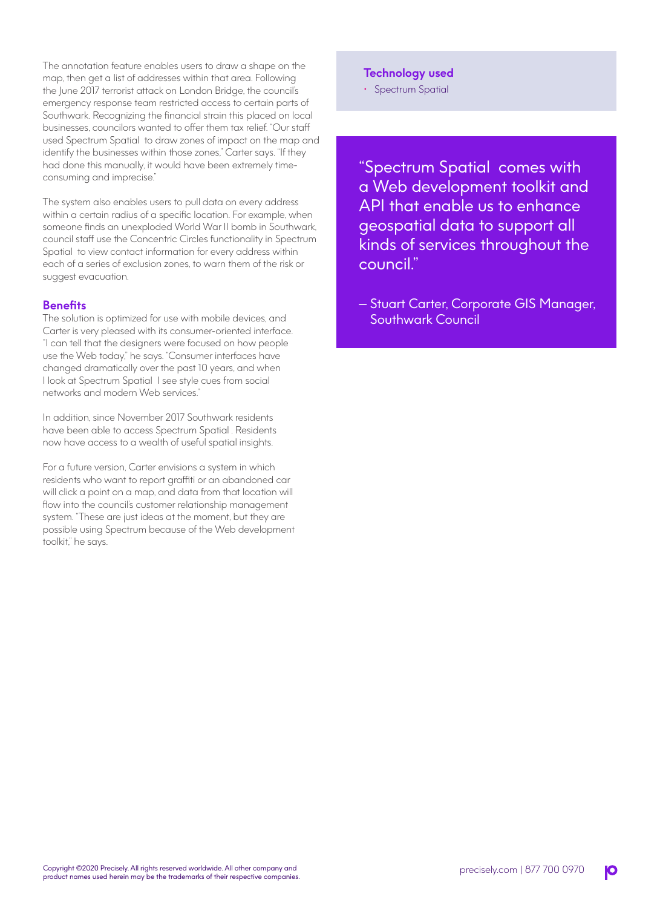The annotation feature enables users to draw a shape on the map, then get a list of addresses within that area. Following the June 2017 terrorist attack on London Bridge, the council's emergency response team restricted access to certain parts of Southwark. Recognizing the financial strain this placed on local businesses, councilors wanted to offer them tax relief. "Our staff used Spectrum Spatial to draw zones of impact on the map and identify the businesses within those zones," Carter says. "If they had done this manually, it would have been extremely time-consuming and imprecise."

The system also enables users to pull data on every address within a certain radius of a specific location. For example, when someone finds an unexploded World War II bomb in Southwark, council staff use the Concentric Circles functionality in Spectrum Spatial to view contact information for every address within each of a series of exclusion zones, to warn them of the risk or suggest evacuation.

## Benefits

The solution is optimized for use with mobile devices, and Carter is very pleased with its consumer-oriented interface. "I can tell that the designers were focused on how people use the Web today," he says. "Consumer interfaces have changed dramatically over the past 10 years, and when I look at Spectrum Spatial I see style cues from social networks and modern Web services."

In addition, since November 2017 Southwark residents have been able to access Spectrum Spatial . Residents now have access to a wealth of useful spatial insights.

For a future version, Carter envisions a system in which residents who want to report graffiti or an abandoned car will click a point on a map, and data from that location will flow into the council's customer relationship management system. "These are just ideas at the moment, but they are possible using Spectrum because of the Web development toolkit," he says.

### Technology used

- Spectrum Spatial

> "Spectrum Spatial comes with a Web development toolkit and API that enable us to enhance geospatial data to support all kinds of services throughout the council."
>
> – Stuart Carter, Corporate GIS Manager, Southwark Council

Copyright ©2020 Precisely. All rights reserved worldwide. All other company and product names used herein may be the trademarks of their respective companies.

precisely.com | 877 700 0970